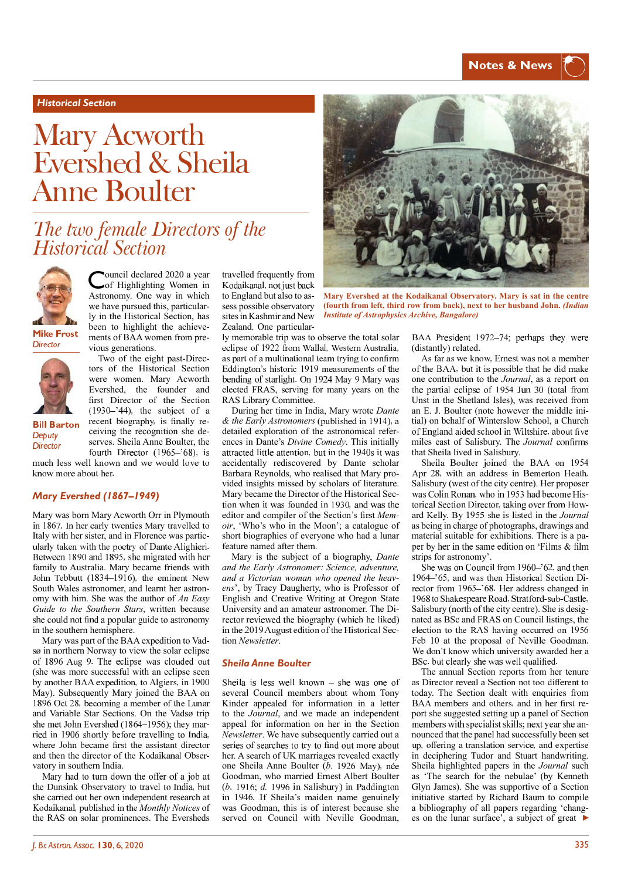Historical Section

# Mary Acworth Evershed & Sheila Anne Boulter

## *The two female Directors of the Historical Section*

**Mike Frost**
*Director*

**Bill Barton**
*Deputy Director*

Council declared 2020 a year of Highlighting Women in Astronomy. One way in which we have pursued this, particularly in the Historical Section, has been to highlight the achievements of BAA women from previous generations.

Two of the eight past-Directors of the Historical Section were women. Mary Acworth Evershed, the founder and first Director of the Section (1930–'44), the subject of a recent biography, is finally receiving the recognition she deserves. Sheila Anne Boulter, the fourth Director (1965–'68), is much less well known and we would love to know more about her.

### *Mary Evershed (1867–1949)*

Mary was born Mary Acworth Orr in Plymouth in 1867. In her early twenties Mary travelled to Italy with her sister, and in Florence was particularly taken with the poetry of Dante Alighieri. Between 1890 and 1895, she migrated with her family to Australia. Mary became friends with John Tebbutt (1834–1916), the eminent New South Wales astronomer, and learnt her astronomy with him. She was the author of *An Easy Guide to the Southern Stars*, written because she could not find a popular guide to astronomy in the southern hemisphere.

Mary was part of the BAA expedition to Vadsø in northern Norway to view the solar eclipse of 1896 Aug 9. The eclipse was clouded out (she was more successful with an eclipse seen by another BAA expedition, to Algiers, in 1900 May). Subsequently Mary joined the BAA on 1896 Oct 28, becoming a member of the Lunar and Variable Star Sections. On the Vadsø trip she met John Evershed (1864–1956); they married in 1906 shortly before travelling to India, where John became first the assistant director and then the director of the Kodaikanal Observatory in southern India.

Mary had to turn down the offer of a job at the Dunsink Observatory to travel to India, but she carried out her own independent research at Kodaikanal, published in the *Monthly Notices* of the RAS on solar prominences. The Eversheds travelled frequently from Kodaikanal, not just back to England but also to assess possible observatory sites in Kashmir and New Zealand. One particularly memorable trip was to observe the total solar eclipse of 1922 from Wallal, Western Australia, as part of a multinational team trying to confirm Eddington's historic 1919 measurements of the bending of starlight. On 1924 May 9 Mary was elected FRAS, serving for many years on the RAS Library Committee.

**Mary Evershed at the Kodaikanal Observatory. Mary is sat in the centre (fourth from left, third row from back), next to her husband John. *(Indian Institute of Astrophysics Archive, Bangalore)***

During her time in India, Mary wrote *Dante & the Early Astronomers* (published in 1914), a detailed exploration of the astronomical references in Dante's *Divine Comedy*. This initially attracted little attention, but in the 1940s it was accidentally rediscovered by Dante scholar Barbara Reynolds, who realised that Mary provided insights missed by scholars of literature. Mary became the Director of the Historical Section when it was founded in 1930, and was the editor and compiler of the Section's first *Memoir*, 'Who's who in the Moon'; a catalogue of short biographies of everyone who had a lunar feature named after them.

Mary is the subject of a biography, *Dante and the Early Astronomer: Science, adventure, and a Victorian woman who opened the heavens'*, by Tracy Daugherty, who is Professor of English and Creative Writing at Oregon State University and an amateur astronomer. The Director reviewed the biography (which he liked) in the 2019 August edition of the Historical Section *Newsletter*.

### *Sheila Anne Boulter*

Sheila is less well known – she was one of several Council members about whom Tony Kinder appealed for information in a letter to the *Journal*, and we made an independent appeal for information on her in the Section *Newsletter*. We have subsequently carried out a series of searches to try to find out more about her. A search of UK marriages revealed exactly one Sheila Anne Boulter (*b.* 1926 May), née Goodman, who married Ernest Albert Boulter (*b.* 1916; *d.* 1996 in Salisbury) in Paddington in 1946. If Sheila's maiden name genuinely was Goodman, this is of interest because she served on Council with Neville Goodman, BAA President 1972–74; perhaps they were (distantly) related.

As far as we know, Ernest was not a member of the BAA, but it is possible that he did make one contribution to the *Journal*, as a report on the partial eclipse of 1954 Jun 30 (total from Unst in the Shetland Isles), was received from an E. J. Boulter (note however the middle initial) on behalf of Winterslow School, a Church of England aided school in Wiltshire, about five miles east of Salisbury. The *Journal* confirms that Sheila lived in Salisbury.

Sheila Boulter joined the BAA on 1954 Apr 28, with an address in Bemerton Heath, Salisbury (west of the city centre). Her proposer was Colin Ronan, who in 1953 had become Historical Section Director, taking over from Howard Kelly. By 1955 she is listed in the *Journal* as being in charge of photographs, drawings and material suitable for exhibitions. There is a paper by her in the same edition on 'Films & film strips for astronomy'.

She was on Council from 1960–'62, and then 1964–'65, and was then Historical Section Director from 1965–'68. Her address changed in 1968 to Shakespeare Road, Stratford-sub-Castle, Salisbury (north of the city centre). She is designated as BSc and FRAS on Council listings, the election to the RAS having occurred on 1956 Feb 10 at the proposal of Neville Goodman. We don't know which university awarded her a BSc, but clearly she was well qualified.

The annual Section reports from her tenure as Director reveal a Section not too different to today. The Section dealt with enquiries from BAA members and others, and in her first report she suggested setting up a panel of Section members with specialist skills; next year she announced that the panel had successfully been set up, offering a translation service, and expertise in deciphering Tudor and Stuart handwriting. Sheila highlighted papers in the *Journal* such as 'The search for the nebulae' (by Kenneth Glyn James). She was supportive of a Section initiative started by Richard Baum to compile a bibliography of all papers regarding 'changes on the lunar surface', a subject of great ►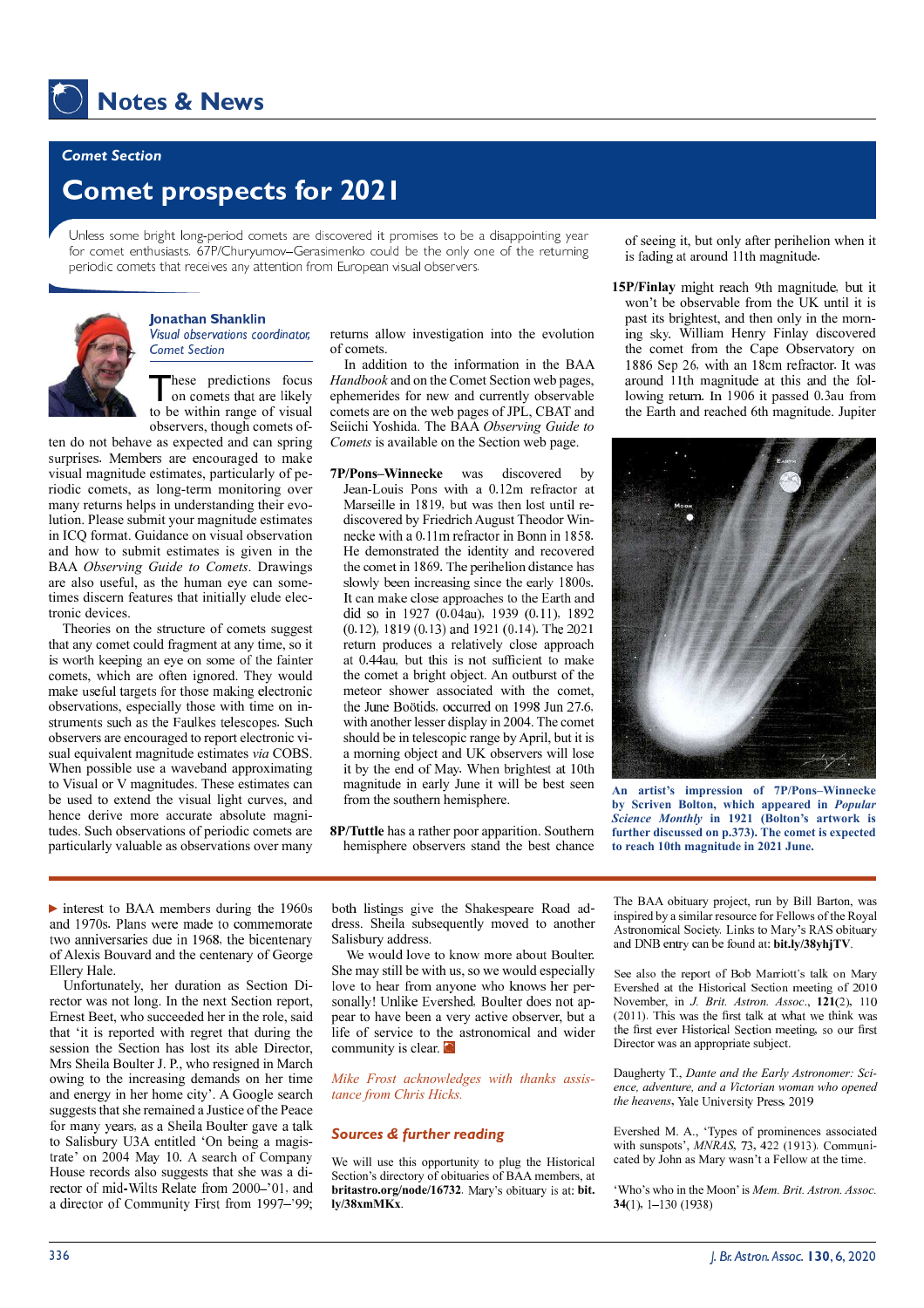# Notes & News

## Comet Section

# Comet prospects for 2021

Unless some bright long-period comets are discovered it promises to be a disappointing year for comet enthusiasts. 67P/Churyumov–Gerasimenko could be the only one of the returning periodic comets that receives any attention from European visual observers.

**Jonathan Shanklin**
*Visual observations coordinator, Comet Section*

These predictions focus on comets that are likely to be within range of visual observers, though comets often do not behave as expected and can spring surprises. Members are encouraged to make visual magnitude estimates, particularly of periodic comets, as long-term monitoring over many returns helps in understanding their evolution. Please submit your magnitude estimates in ICQ format. Guidance on visual observation and how to submit estimates is given in the BAA *Observing Guide to Comets*. Drawings are also useful, as the human eye can sometimes discern features that initially elude electronic devices.

Theories on the structure of comets suggest that any comet could fragment at any time, so it is worth keeping an eye on some of the fainter comets, which are often ignored. They would make useful targets for those making electronic observations, especially those with time on instruments such as the Faulkes telescopes. Such observers are encouraged to report electronic visual equivalent magnitude estimates *via* COBS. When possible use a waveband approximating to Visual or V magnitudes. These estimates can be used to extend the visual light curves, and hence derive more accurate absolute magnitudes. Such observations of periodic comets are particularly valuable as observations over many returns allow investigation into the evolution of comets.

In addition to the information in the BAA *Handbook* and on the Comet Section web pages, ephemerides for new and currently observable comets are on the web pages of JPL, CBAT and Seiichi Yoshida. The BAA *Observing Guide to Comets* is available on the Section web page.

**7P/Pons–Winnecke** was discovered by Jean-Louis Pons with a 0.12m refractor at Marseille in 1819, but was then lost until rediscovered by Friedrich August Theodor Winnecke with a 0.11m refractor in Bonn in 1858. He demonstrated the identity and recovered the comet in 1869. The perihelion distance has slowly been increasing since the early 1800s. It can make close approaches to the Earth and did so in 1927 (0.04au), 1939 (0.11), 1892 (0.12), 1819 (0.13) and 1921 (0.14). The 2021 return produces a relatively close approach at 0.44au, but this is not sufficient to make the comet a bright object. An outburst of the meteor shower associated with the comet, the June Boötids, occurred on 1998 Jun 27.6, with another lesser display in 2004. The comet should be in telescopic range by April, but it is a morning object and UK observers will lose it by the end of May. When brightest at 10th magnitude in early June it will be best seen from the southern hemisphere.

**8P/Tuttle** has a rather poor apparition. Southern hemisphere observers stand the best chance of seeing it, but only after perihelion when it is fading at around 11th magnitude.

**15P/Finlay** might reach 9th magnitude, but it won't be observable from the UK until it is past its brightest, and then only in the morning sky. William Henry Finlay discovered the comet from the Cape Observatory on 1886 Sep 26, with an 18cm refractor. It was around 11th magnitude at this and the following return. In 1906 it passed 0.3au from the Earth and reached 6th magnitude. Jupiter

Earth
Moon

An artist's impression of 7P/Pons–Winnecke by Scriven Bolton, which appeared in *Popular Science Monthly* in 1921 (Bolton's artwork is further discussed on p.373). The comet is expected to reach 10th magnitude in 2021 June.

---

interest to BAA members during the 1960s and 1970s. Plans were made to commemorate two anniversaries due in 1968, the bicentenary of Alexis Bouvard and the centenary of George Ellery Hale.

Unfortunately, her duration as Section Director was not long. In the next Section report, Ernest Beet, who succeeded her in the role, said that 'it is reported with regret that during the session the Section has lost its able Director, Mrs Sheila Boulter J. P., who resigned in March owing to the increasing demands on her time and energy in her home city'. A Google search suggests that she remained a Justice of the Peace for many years, as a Sheila Boulter gave a talk to Salisbury U3A entitled 'On being a magistrate' on 2004 May 10. A search of Company House records also suggests that she was a director of mid-Wilts Relate from 2000–'01, and a director of Community First from 1997–'99; both listings give the Shakespeare Road address. Sheila subsequently moved to another Salisbury address.

We would love to know more about Boulter. She may still be with us, so we would especially love to hear from anyone who knows her personally! Unlike Evershed, Boulter does not appear to have been a very active observer, but a life of service to the astronomical and wider community is clear.

*Mike Frost acknowledges with thanks assistance from Chris Hicks.*

### Sources & further reading

We will use this opportunity to plug the Historical Section's directory of obituaries of BAA members, at **britastro.org/node/16732**. Mary's obituary is at: **bit.ly/38xmMKx**.

The BAA obituary project, run by Bill Barton, was inspired by a similar resource for Fellows of the Royal Astronomical Society. Links to Mary's RAS obituary and DNB entry can be found at: **bit.ly/38yhjTV**.

See also the report of Bob Marriott's talk on Mary Evershed at the Historical Section meeting of 2010 November, in *J. Brit. Astron. Assoc.*, **121**(2), 110 (2011). This was the first talk at what we think was the first ever Historical Section meeting, so our first Director was an appropriate subject.

Daugherty T., *Dante and the Early Astronomer: Science, adventure, and a Victorian woman who opened the heavens*, Yale University Press, 2019

Evershed M. A., 'Types of prominences associated with sunspots', *MNRAS*, 73, 422 (1913). Communicated by John as Mary wasn't a Fellow at the time.

'Who's who in the Moon' is *Mem. Brit. Astron. Assoc.* **34**(1), 1–130 (1938)